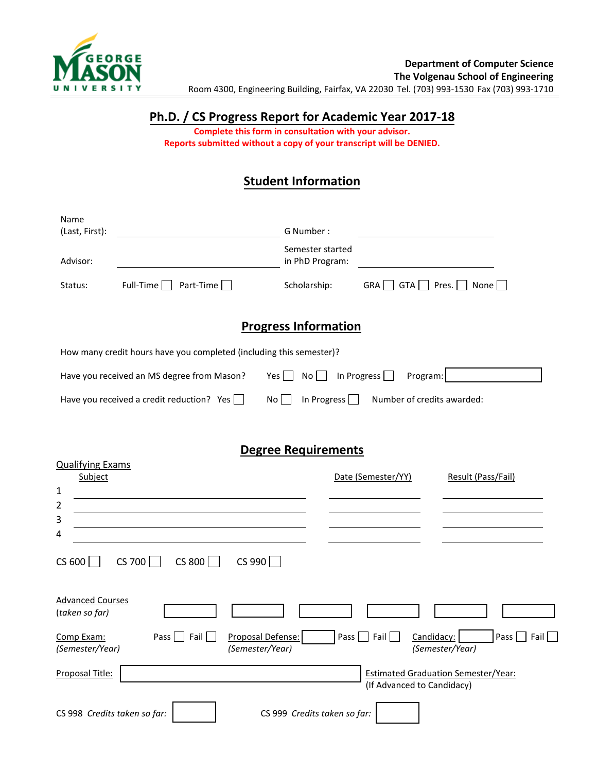GEORGE MASON UNIVERSITY

**Department of Computer Science**
**The Volgenau School of Engineering**
Room 4300, Engineering Building, Fairfax, VA 22030 Tel. (703) 993-1530 Fax (703) 993-1710

# Ph.D. / CS Progress Report for Academic Year 2017-18

**Complete this form in consultation with your advisor.**
**Reports submitted without a copy of your transcript will be DENIED.**

## Student Information

Name (Last, First): ______________________ G Number : ______________________

Advisor: ______________________ Semester started in PhD Program: ______________________

Status: Full-Time ☐ Part-Time ☐ Scholarship: GRA ☐ GTA ☐ Pres. ☐ None ☐

## Progress Information

How many credit hours have you completed (including this semester)?

Have you received an MS degree from Mason? Yes ☐ No ☐ In Progress ☐ Program: ☐

Have you received a credit reduction? Yes ☐ No ☐ In Progress ☐ Number of credits awarded:

## Degree Requirements

Qualifying Exams

| | Subject | Date (Semester/YY) | Result (Pass/Fail) |
|---|---|---|---|
| 1 | | | |
| 2 | | | |
| 3 | | | |
| 4 | | | |

CS 600 ☐ CS 700 ☐ CS 800 ☐ CS 990 ☐

Advanced Courses (*taken so far*) ☐ ☐ ☐ ☐ ☐ ☐

Comp Exam: (*Semester/Year*) Pass ☐ Fail ☐ Proposal Defense: ☐ (*Semester/Year*) Pass ☐ Fail ☐ Candidacy: ☐ (*Semester/Year*) Pass ☐ Fail ☐

Proposal Title: ☐ Estimated Graduation Semester/Year: (If Advanced to Candidacy)

CS 998 *Credits taken so far:* ☐ CS 999 *Credits taken so far:* ☐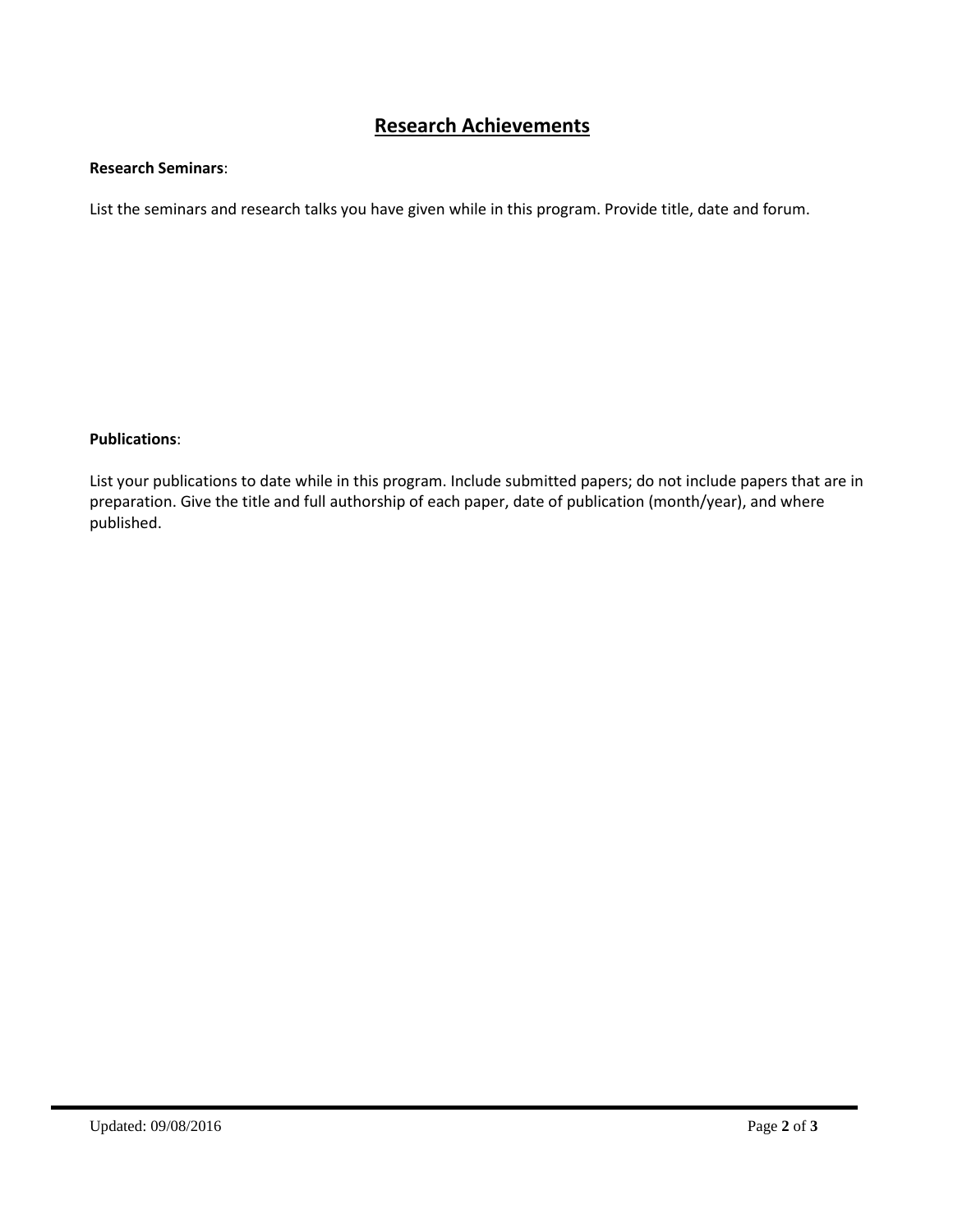## Research Achievements

**Research Seminars**:

List the seminars and research talks you have given while in this program. Provide title, date and forum.

**Publications**:

List your publications to date while in this program. Include submitted papers; do not include papers that are in preparation. Give the title and full authorship of each paper, date of publication (month/year), and where published.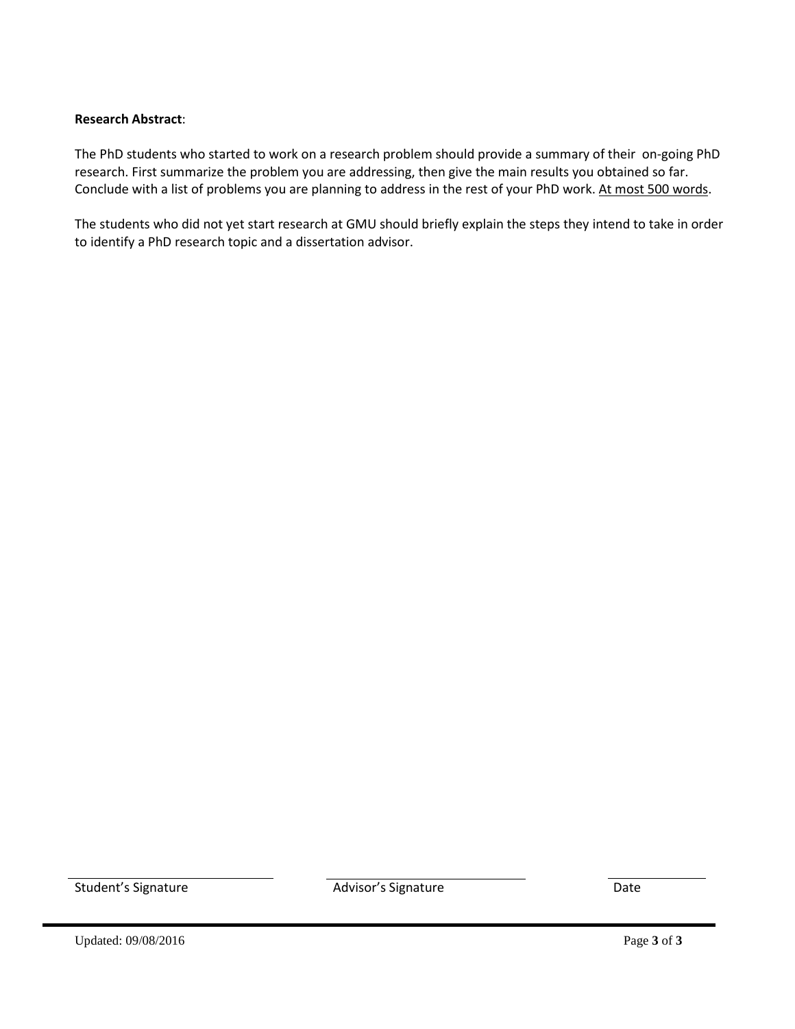**Research Abstract**:

The PhD students who started to work on a research problem should provide a summary of their on-going PhD research. First summarize the problem you are addressing, then give the main results you obtained so far. Conclude with a list of problems you are planning to address in the rest of your PhD work. At most 500 words.

The students who did not yet start research at GMU should briefly explain the steps they intend to take in order to identify a PhD research topic and a dissertation advisor.

Student's Signature

Advisor's Signature

Date

Updated: 09/08/2016